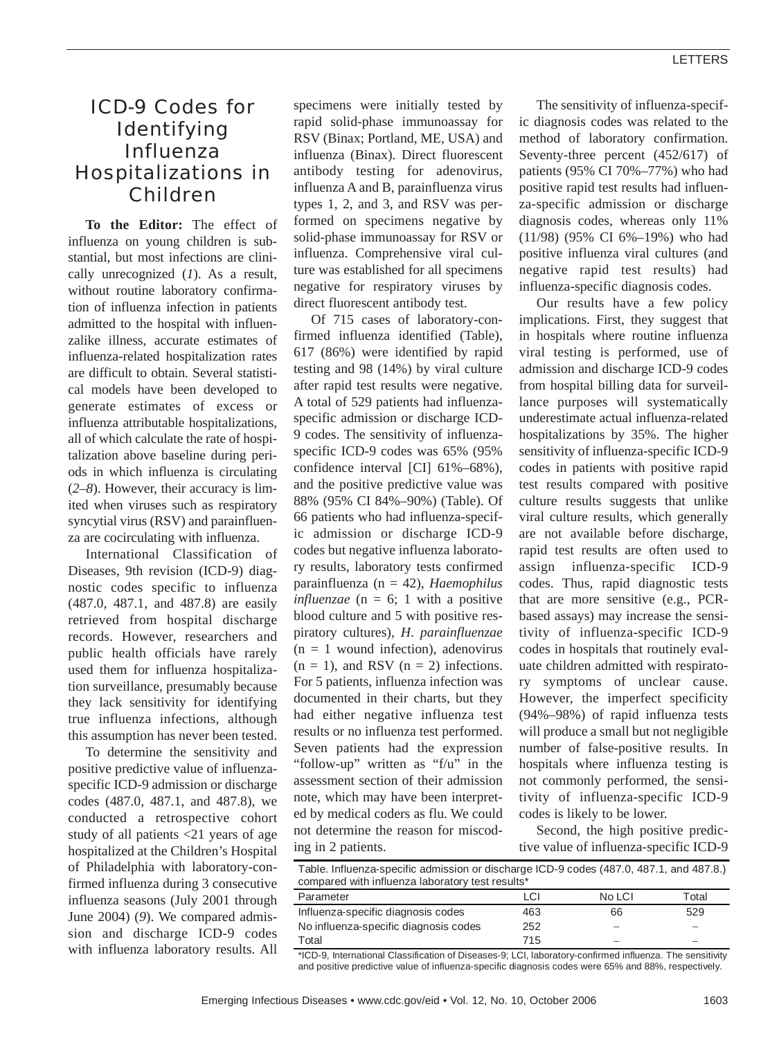# ICD-9 Codes for Identifying Influenza Hospitalizations in Children

**To the Editor:** The effect of influenza on young children is substantial, but most infections are clinically unrecognized (*1*). As a result, without routine laboratory confirmation of influenza infection in patients admitted to the hospital with influenzalike illness, accurate estimates of influenza-related hospitalization rates are difficult to obtain. Several statistical models have been developed to generate estimates of excess or influenza attributable hospitalizations, all of which calculate the rate of hospitalization above baseline during periods in which influenza is circulating (*2–8*). However, their accuracy is limited when viruses such as respiratory syncytial virus (RSV) and parainfluenza are cocirculating with influenza.

International Classification of Diseases, 9th revision (ICD-9) diagnostic codes specific to influenza (487.0, 487.1, and 487.8) are easily retrieved from hospital discharge records. However, researchers and public health officials have rarely used them for influenza hospitalization surveillance, presumably because they lack sensitivity for identifying true influenza infections, although this assumption has never been tested.

To determine the sensitivity and positive predictive value of influenza-specific ICD-9 admission or discharge codes (487.0, 487.1, and 487.8), we conducted a retrospective cohort study of all patients <21 years of age hospitalized at the Children's Hospital of Philadelphia with laboratory-confirmed influenza during 3 consecutive influenza seasons (July 2001 through June 2004) (*9*). We compared admission and discharge ICD-9 codes with influenza laboratory results. All specimens were initially tested by rapid solid-phase immunoassay for RSV (Binax; Portland, ME, USA) and influenza (Binax). Direct fluorescent antibody testing for adenovirus, influenza A and B, parainfluenza virus types 1, 2, and 3, and RSV was performed on specimens negative by solid-phase immunoassay for RSV or influenza. Comprehensive viral culture was established for all specimens negative for respiratory viruses by direct fluorescent antibody test.

Of 715 cases of laboratory-confirmed influenza identified (Table), 617 (86%) were identified by rapid testing and 98 (14%) by viral culture after rapid test results were negative. A total of 529 patients had influenza-specific admission or discharge ICD-9 codes. The sensitivity of influenza-specific ICD-9 codes was 65% (95% confidence interval [CI] 61%–68%), and the positive predictive value was 88% (95% CI 84%–90%) (Table). Of 66 patients who had influenza-specific admission or discharge ICD-9 codes but negative influenza laboratory results, laboratory tests confirmed parainfluenza (n = 42), *Haemophilus influenzae* (n = 6; 1 with a positive blood culture and 5 with positive respiratory cultures), *H. parainfluenzae* (n = 1 wound infection), adenovirus (n = 1), and RSV (n = 2) infections. For 5 patients, influenza infection was documented in their charts, but they had either negative influenza test results or no influenza test performed. Seven patients had the expression "follow-up" written as "f/u" in the assessment section of their admission note, which may have been interpreted by medical coders as flu. We could not determine the reason for miscoding in 2 patients.

The sensitivity of influenza-specific diagnosis codes was related to the method of laboratory confirmation. Seventy-three percent (452/617) of patients (95% CI 70%–77%) who had positive rapid test results had influenza-specific admission or discharge diagnosis codes, whereas only 11% (11/98) (95% CI 6%–19%) who had positive influenza viral cultures (and negative rapid test results) had influenza-specific diagnosis codes.

Our results have a few policy implications. First, they suggest that in hospitals where routine influenza viral testing is performed, use of admission and discharge ICD-9 codes from hospital billing data for surveillance purposes will systematically underestimate actual influenza-related hospitalizations by 35%. The higher sensitivity of influenza-specific ICD-9 codes in patients with positive rapid test results compared with positive culture results suggests that unlike viral culture results, which generally are not available before discharge, rapid test results are often used to assign influenza-specific ICD-9 codes. Thus, rapid diagnostic tests that are more sensitive (e.g., PCR-based assays) may increase the sensitivity of influenza-specific ICD-9 codes in hospitals that routinely evaluate children admitted with respiratory symptoms of unclear cause. However, the imperfect specificity (94%–98%) of rapid influenza tests will produce a small but not negligible number of false-positive results. In hospitals where influenza testing is not commonly performed, the sensitivity of influenza-specific ICD-9 codes is likely to be lower.

Second, the high positive predictive value of influenza-specific ICD-9

Table. Influenza-specific admission or discharge ICD-9 codes (487.0, 487.1, and 487.8.) compared with influenza laboratory test results*

| Parameter | LCI | No LCI | Total |
|---|---|---|---|
| Influenza-specific diagnosis codes | 463 | 66 | 529 |
| No influenza-specific diagnosis codes | 252 | – | – |
| Total | 715 | – | – |

*ICD-9, International Classification of Diseases-9; LCI, laboratory-confirmed influenza. The sensitivity and positive predictive value of influenza-specific diagnosis codes were 65% and 88%, respectively.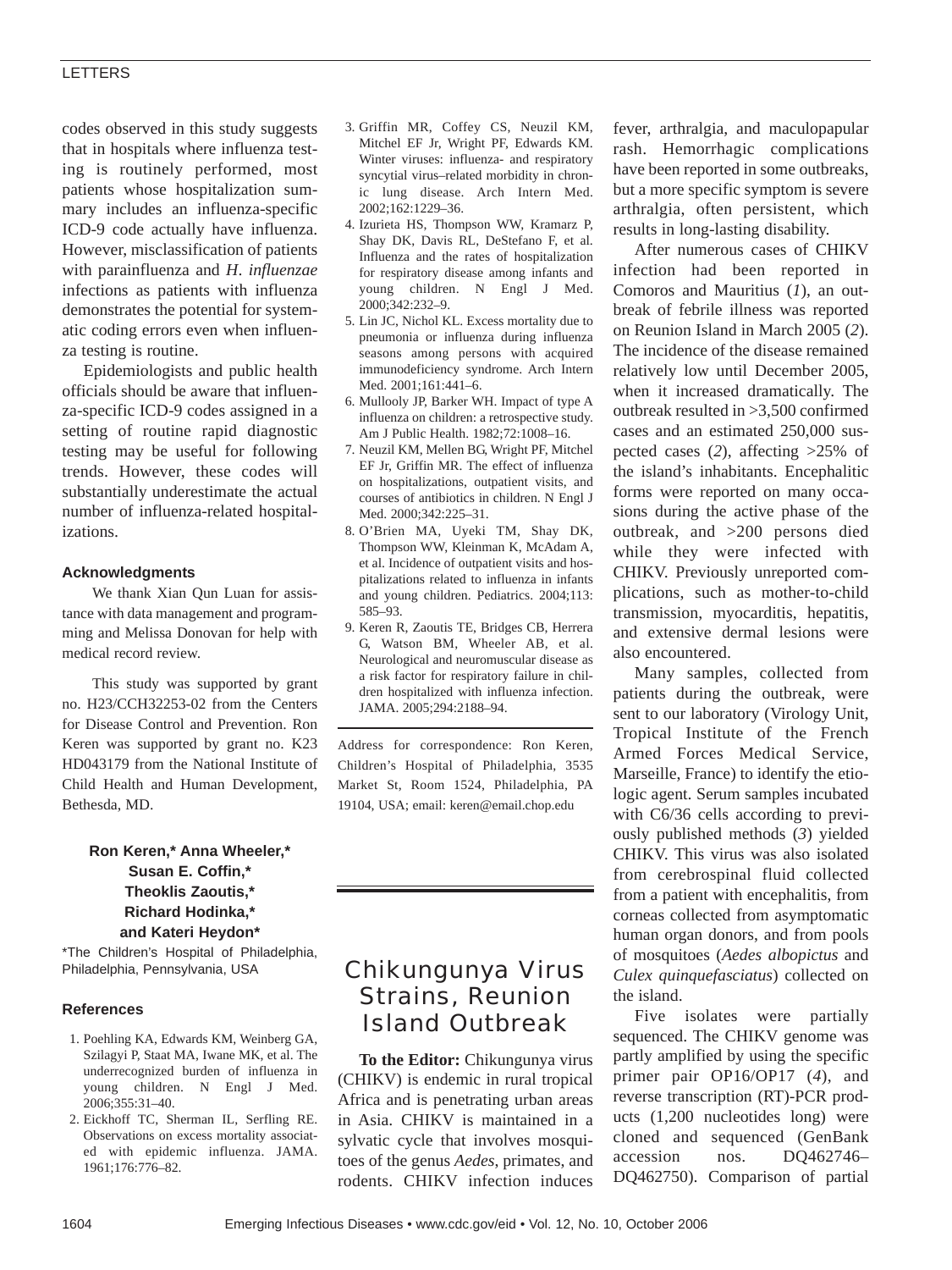codes observed in this study suggests that in hospitals where influenza testing is routinely performed, most patients whose hospitalization summary includes an influenza-specific ICD-9 code actually have influenza. However, misclassification of patients with parainfluenza and *H. influenzae* infections as patients with influenza demonstrates the potential for systematic coding errors even when influenza testing is routine.

Epidemiologists and public health officials should be aware that influenza-specific ICD-9 codes assigned in a setting of routine rapid diagnostic testing may be useful for following trends. However, these codes will substantially underestimate the actual number of influenza-related hospitalizations.

#### Acknowledgments

We thank Xian Qun Luan for assistance with data management and programming and Melissa Donovan for help with medical record review.

This study was supported by grant no. H23/CCH32253-02 from the Centers for Disease Control and Prevention. Ron Keren was supported by grant no. K23 HD043179 from the National Institute of Child Health and Human Development, Bethesda, MD.

**Ron Keren,\* Anna Wheeler,\* Susan E. Coffin,\* Theoklis Zaoutis,\* Richard Hodinka,\* and Kateri Heydon\***

\*The Children's Hospital of Philadelphia, Philadelphia, Pennsylvania, USA

#### References

1. Poehling KA, Edwards KM, Weinberg GA, Szilagyi P, Staat MA, Iwane MK, et al. The underrecognized burden of influenza in young children. N Engl J Med. 2006;355:31–40.
2. Eickhoff TC, Sherman IL, Serfling RE. Observations on excess mortality associated with epidemic influenza. JAMA. 1961;176:776–82.
3. Griffin MR, Coffey CS, Neuzil KM, Mitchel EF Jr, Wright PF, Edwards KM. Winter viruses: influenza- and respiratory syncytial virus–related morbidity in chronic lung disease. Arch Intern Med. 2002;162:1229–36.
4. Izurieta HS, Thompson WW, Kramarz P, Shay DK, Davis RL, DeStefano F, et al. Influenza and the rates of hospitalization for respiratory disease among infants and young children. N Engl J Med. 2000;342:232–9.
5. Lin JC, Nichol KL. Excess mortality due to pneumonia or influenza during influenza seasons among persons with acquired immunodeficiency syndrome. Arch Intern Med. 2001;161:441–6.
6. Mullooly JP, Barker WH. Impact of type A influenza on children: a retrospective study. Am J Public Health. 1982;72:1008–16.
7. Neuzil KM, Mellen BG, Wright PF, Mitchel EF Jr, Griffin MR. The effect of influenza on hospitalizations, outpatient visits, and courses of antibiotics in children. N Engl J Med. 2000;342:225–31.
8. O'Brien MA, Uyeki TM, Shay DK, Thompson WW, Kleinman K, McAdam A, et al. Incidence of outpatient visits and hospitalizations related to influenza in infants and young children. Pediatrics. 2004;113: 585–93.
9. Keren R, Zaoutis TE, Bridges CB, Herrera G, Watson BM, Wheeler AB, et al. Neurological and neuromuscular disease as a risk factor for respiratory failure in children hospitalized with influenza infection. JAMA. 2005;294:2188–94.

Address for correspondence: Ron Keren, Children's Hospital of Philadelphia, 3535 Market St, Room 1524, Philadelphia, PA 19104, USA; email: keren@email.chop.edu

# Chikungunya Virus Strains, Reunion Island Outbreak

**To the Editor:** Chikungunya virus (CHIKV) is endemic in rural tropical Africa and is penetrating urban areas in Asia. CHIKV is maintained in a sylvatic cycle that involves mosquitoes of the genus *Aedes*, primates, and rodents. CHIKV infection induces fever, arthralgia, and maculopapular rash. Hemorrhagic complications have been reported in some outbreaks, but a more specific symptom is severe arthralgia, often persistent, which results in long-lasting disability.

After numerous cases of CHIKV infection had been reported in Comoros and Mauritius (*1*), an outbreak of febrile illness was reported on Reunion Island in March 2005 (*2*). The incidence of the disease remained relatively low until December 2005, when it increased dramatically. The outbreak resulted in >3,500 confirmed cases and an estimated 250,000 suspected cases (*2*), affecting >25% of the island's inhabitants. Encephalitic forms were reported on many occasions during the active phase of the outbreak, and >200 persons died while they were infected with CHIKV. Previously unreported complications, such as mother-to-child transmission, myocarditis, hepatitis, and extensive dermal lesions were also encountered.

Many samples, collected from patients during the outbreak, were sent to our laboratory (Virology Unit, Tropical Institute of the French Armed Forces Medical Service, Marseille, France) to identify the etiologic agent. Serum samples incubated with C6/36 cells according to previously published methods (*3*) yielded CHIKV. This virus was also isolated from cerebrospinal fluid collected from a patient with encephalitis, from corneas collected from asymptomatic human organ donors, and from pools of mosquitoes (*Aedes albopictus* and *Culex quinquefasciatus*) collected on the island.

Five isolates were partially sequenced. The CHIKV genome was partly amplified by using the specific primer pair OP16/OP17 (*4*), and reverse transcription (RT)-PCR products (1,200 nucleotides long) were cloned and sequenced (GenBank accession nos. DQ462746–DQ462750). Comparison of partial